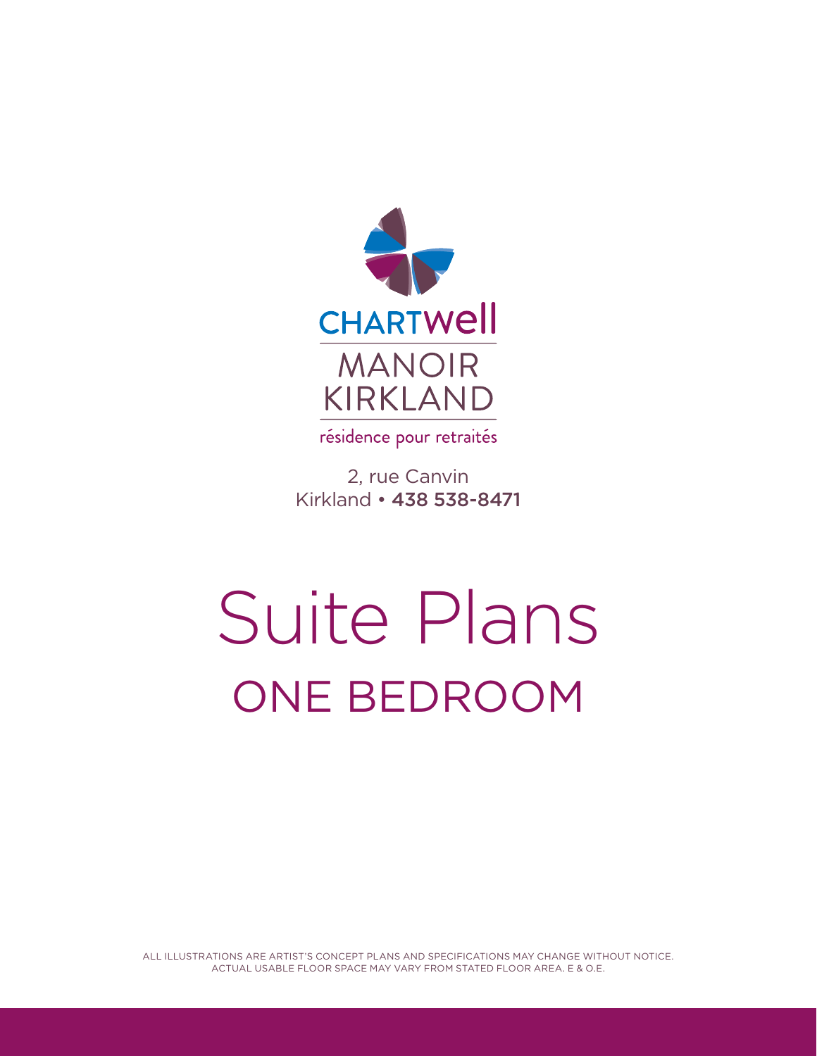CHARTWELL

MANOIR KIRKLAND

résidence pour retraités

2, rue Canvin
Kirkland • **438 538-8471**

# Suite Plans

## ONE BEDROOM

ALL ILLUSTRATIONS ARE ARTIST'S CONCEPT PLANS AND SPECIFICATIONS MAY CHANGE WITHOUT NOTICE.
ACTUAL USABLE FLOOR SPACE MAY VARY FROM STATED FLOOR AREA. E & O.E.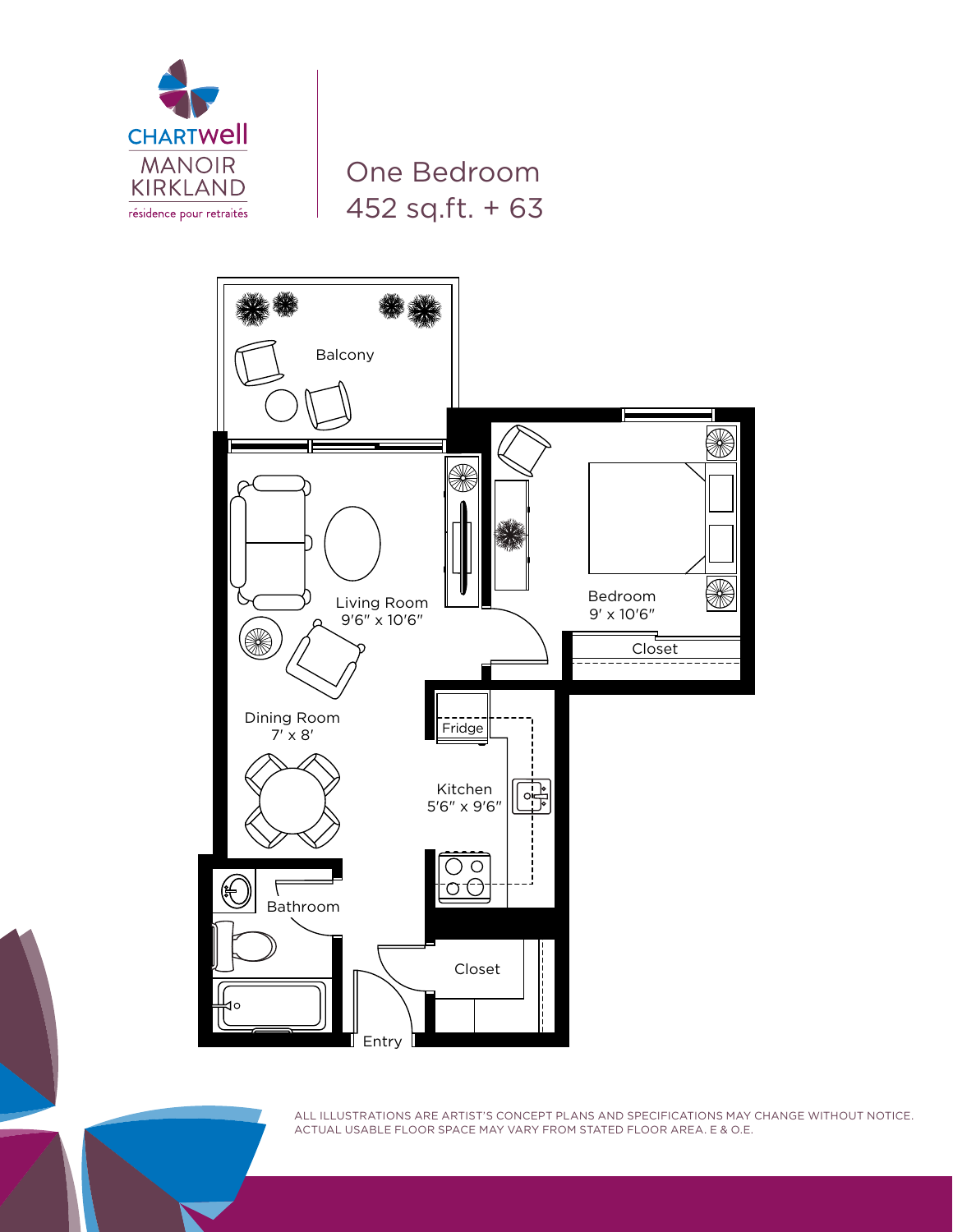CHARTWELL
MANOIR KIRKLAND
résidence pour retraités

# One Bedroom
## 452 sq.ft. + 63

Balcony

Living Room
9′6″ x 10′6″

Bedroom
9′ x 10′6″

Closet

Dining Room
7′ x 8′

Fridge

Kitchen
5′6″ x 9′6″

Bathroom

Closet

Entry

ALL ILLUSTRATIONS ARE ARTIST'S CONCEPT PLANS AND SPECIFICATIONS MAY CHANGE WITHOUT NOTICE. ACTUAL USABLE FLOOR SPACE MAY VARY FROM STATED FLOOR AREA. E & O.E.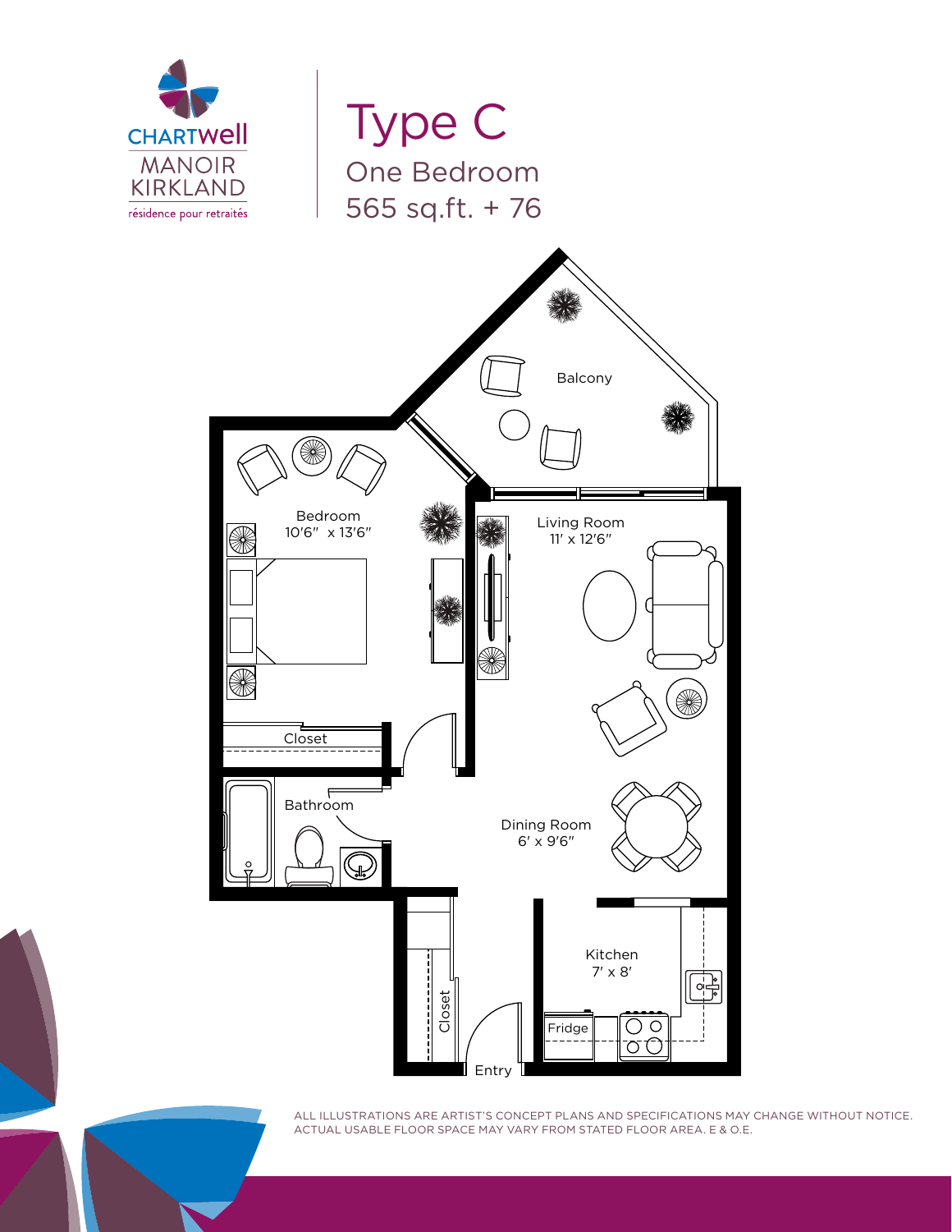CHARTWELL
MANOIR KIRKLAND
résidence pour retraités

# Type C

## One Bedroom

## 565 sq.ft. + 76

Balcony

Bedroom
10'6" x 13'6"

Living Room
11' x 12'6"

Closet

Bathroom

Dining Room
6' x 9'6"

Kitchen
7' x 8'

Fridge

Closet

Entry

ALL ILLUSTRATIONS ARE ARTIST'S CONCEPT PLANS AND SPECIFICATIONS MAY CHANGE WITHOUT NOTICE. ACTUAL USABLE FLOOR SPACE MAY VARY FROM STATED FLOOR AREA. E & O.E.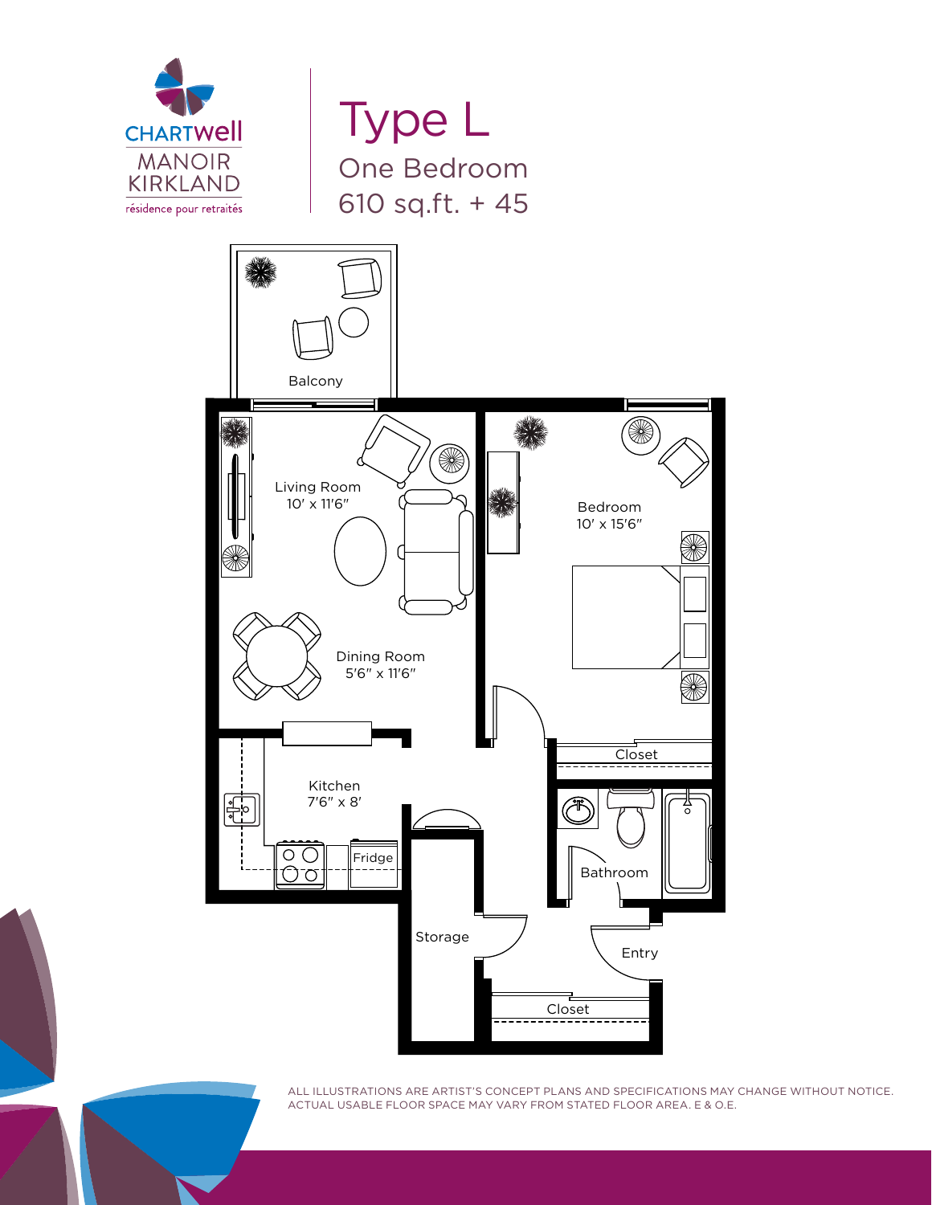CHARTWell
MANOIR
KIRKLAND
résidence pour retraités

# Type L

## One Bedroom
## 610 sq.ft. + 45

Balcony

Living Room
10′ x 11′6″

Bedroom
10′ x 15′6″

Dining Room
5′6″ x 11′6″

Closet

Kitchen
7′6″ x 8′

Fridge

Bathroom

Storage

Entry

Closet

ALL ILLUSTRATIONS ARE ARTIST'S CONCEPT PLANS AND SPECIFICATIONS MAY CHANGE WITHOUT NOTICE. ACTUAL USABLE FLOOR SPACE MAY VARY FROM STATED FLOOR AREA. E & O.E.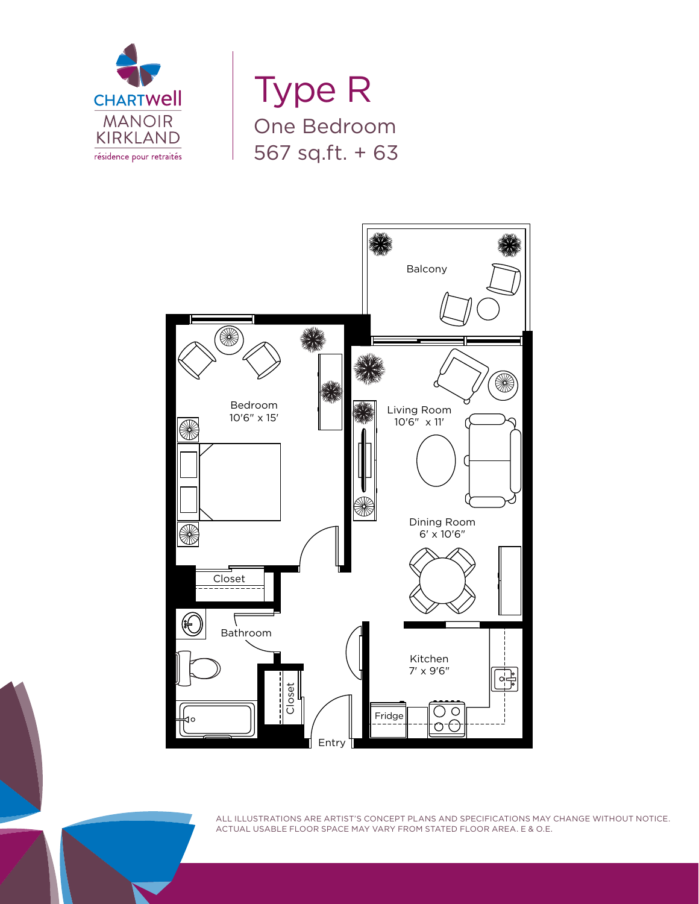CHARTWell
MANOIR KIRKLAND
résidence pour retraités

# Type R

## One Bedroom

## 567 sq.ft. + 63

Balcony

Bedroom
10′6″ x 15′

Living Room
10′6″ x 11′

Dining Room
6′ x 10′6″

Closet

Bathroom

Closet

Kitchen
7′ x 9′6″

Fridge

Entry

ALL ILLUSTRATIONS ARE ARTIST'S CONCEPT PLANS AND SPECIFICATIONS MAY CHANGE WITHOUT NOTICE. ACTUAL USABLE FLOOR SPACE MAY VARY FROM STATED FLOOR AREA. E & O.E.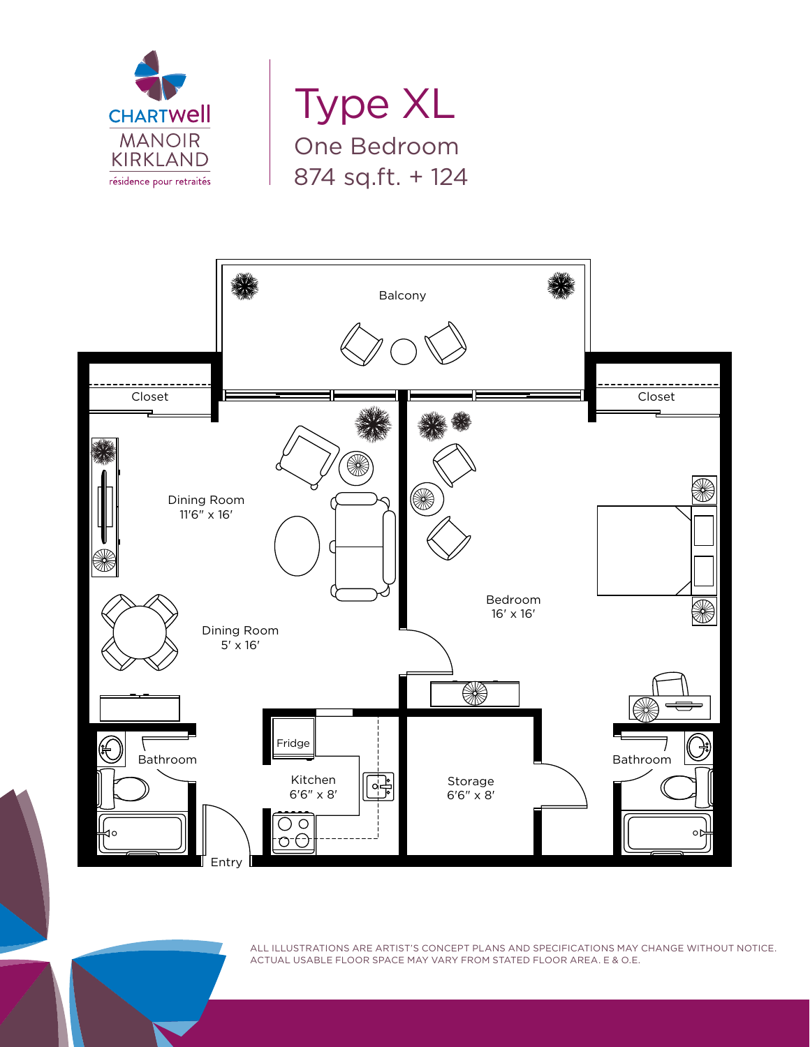CHARTWell

MANOIR KIRKLAND

résidence pour retraités

# Type XL

## One Bedroom

## 874 sq.ft. + 124

Balcony

Closet

Closet

Dining Room
11′6″ x 16′

Dining Room
5′ x 16′

Bedroom
16′ x 16′

Bathroom

Fridge

Kitchen
6′6″ x 8′

Storage
6′6″ x 8′

Bathroom

Entry

ALL ILLUSTRATIONS ARE ARTIST'S CONCEPT PLANS AND SPECIFICATIONS MAY CHANGE WITHOUT NOTICE. ACTUAL USABLE FLOOR SPACE MAY VARY FROM STATED FLOOR AREA. E & O.E.